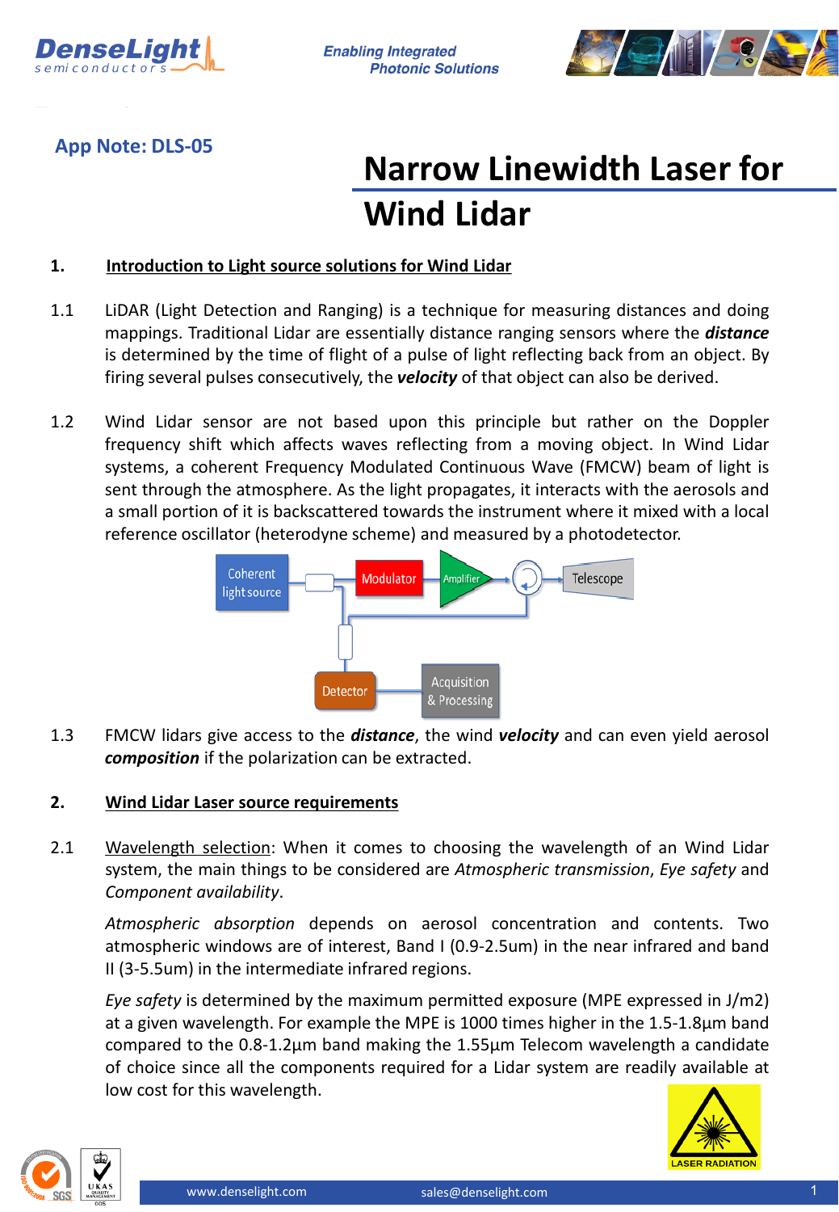App Note: DLS-05

# Narrow Linewidth Laser for Wind Lidar

## 1. Introduction to Light source solutions for Wind Lidar

1.1 LiDAR (Light Detection and Ranging) is a technique for measuring distances and doing mappings. Traditional Lidar are essentially distance ranging sensors where the ***distance*** is determined by the time of flight of a pulse of light reflecting back from an object. By firing several pulses consecutively, the ***velocity*** of that object can also be derived.

1.2 Wind Lidar sensor are not based upon this principle but rather on the Doppler frequency shift which affects waves reflecting from a moving object. In Wind Lidar systems, a coherent Frequency Modulated Continuous Wave (FMCW) beam of light is sent through the atmosphere. As the light propagates, it interacts with the aerosols and a small portion of it is backscattered towards the instrument where it mixed with a local reference oscillator (heterodyne scheme) and measured by a photodetector.

1.3 FMCW lidars give access to the ***distance***, the wind ***velocity*** and can even yield aerosol ***composition*** if the polarization can be extracted.

## 2. Wind Lidar Laser source requirements

2.1 Wavelength selection: When it comes to choosing the wavelength of an Wind Lidar system, the main things to be considered are *Atmospheric transmission*, *Eye safety* and *Component availability*.

*Atmospheric absorption* depends on aerosol concentration and contents. Two atmospheric windows are of interest, Band I (0.9-2.5um) in the near infrared and band II (3-5.5um) in the intermediate infrared regions.

*Eye safety* is determined by the maximum permitted exposure (MPE expressed in J/m2) at a given wavelength. For example the MPE is 1000 times higher in the 1.5-1.8µm band compared to the 0.8-1.2µm band making the 1.55µm Telecom wavelength a candidate of choice since all the components required for a Lidar system are readily available at low cost for this wavelength.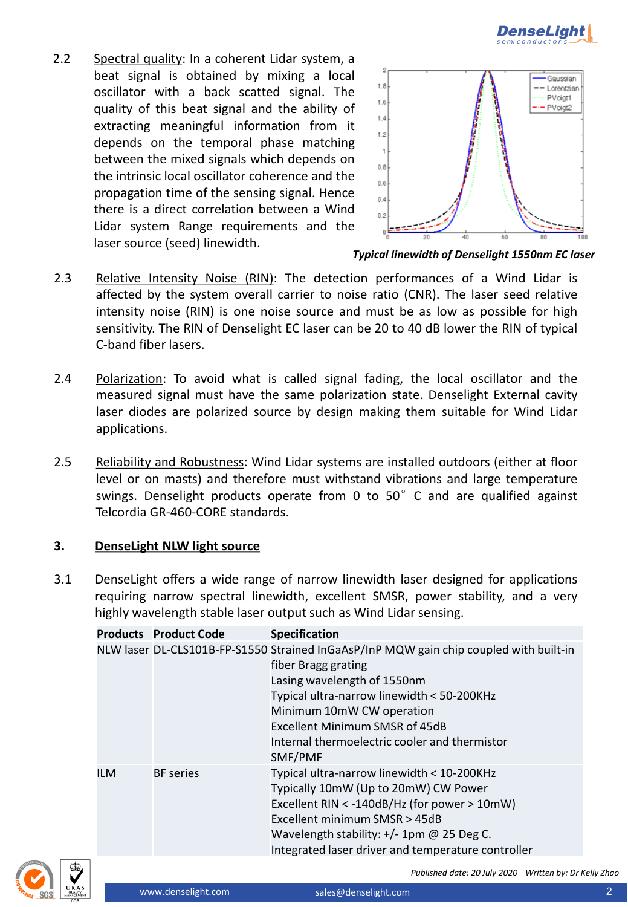2.2 Spectral quality: In a coherent Lidar system, a beat signal is obtained by mixing a local oscillator with a back scatted signal. The quality of this beat signal and the ability of extracting meaningful information from it depends on the temporal phase matching between the mixed signals which depends on the intrinsic local oscillator coherence and the propagation time of the sensing signal. Hence there is a direct correlation between a Wind Lidar system Range requirements and the laser source (seed) linewidth.

Gaussian
Lorentzian
PVoigt1
PVoigt2
2
1.8
1.6
1.4
1.2
1
0.8
0.6
0.4
0.2
0
0
20
40
60
80
100

***Typical linewidth of Denselight 1550nm EC laser***

2.3 Relative Intensity Noise (RIN): The detection performances of a Wind Lidar is affected by the system overall carrier to noise ratio (CNR). The laser seed relative intensity noise (RIN) is one noise source and must be as low as possible for high sensitivity. The RIN of Denselight EC laser can be 20 to 40 dB lower the RIN of typical C-band fiber lasers.

2.4 Polarization: To avoid what is called signal fading, the local oscillator and the measured signal must have the same polarization state. Denselight External cavity laser diodes are polarized source by design making them suitable for Wind Lidar applications.

2.5 Reliability and Robustness: Wind Lidar systems are installed outdoors (either at floor level or on masts) and therefore must withstand vibrations and large temperature swings. Denselight products operate from 0 to 50° C and are qualified against Telcordia GR-460-CORE standards.

## 3. DenseLight NLW light source

3.1 DenseLight offers a wide range of narrow linewidth laser designed for applications requiring narrow spectral linewidth, excellent SMSR, power stability, and a very highly wavelength stable laser output such as Wind Lidar sensing.

| Products | Product Code | Specification |
|---|---|---|
| NLW laser | DL-CLS101B-FP-S1550 | Strained InGaAsP/InP MQW gain chip coupled with built-in fiber Bragg grating<br>Lasing wavelength of 1550nm<br>Typical ultra-narrow linewidth < 50-200KHz<br>Minimum 10mW CW operation<br>Excellent Minimum SMSR of 45dB<br>Internal thermoelectric cooler and thermistor<br>SMF/PMF |
| ILM | BF series | Typical ultra-narrow linewidth < 10-200KHz<br>Typically 10mW (Up to 20mW) CW Power<br>Excellent RIN < -140dB/Hz (for power > 10mW)<br>Excellent minimum SMSR > 45dB<br>Wavelength stability: +/- 1pm @ 25 Deg C.<br>Integrated laser driver and temperature controller |

*Published date: 20 July 2020 Written by: Dr Kelly Zhao*

www.denselight.com sales@denselight.com